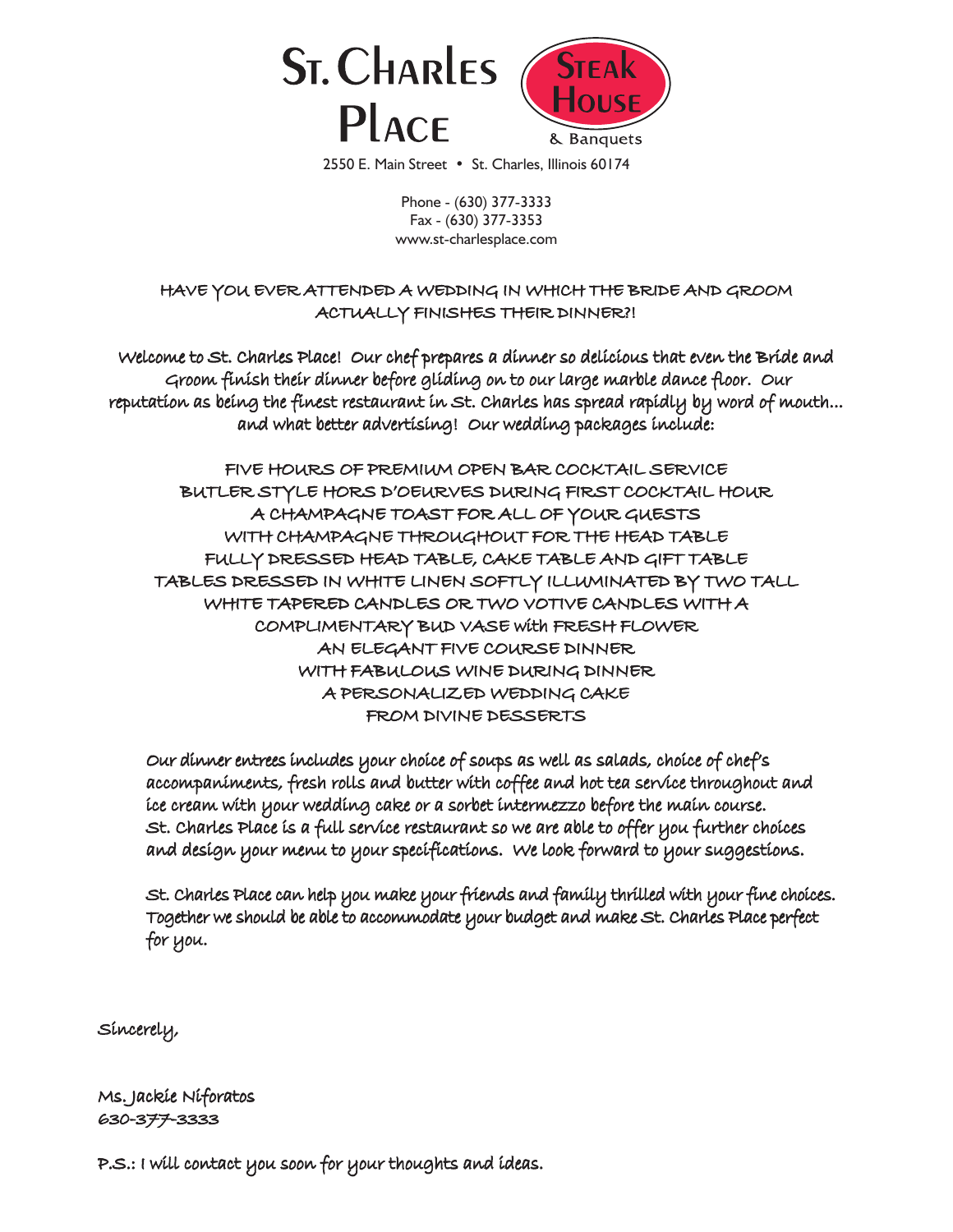# St. Charles Place

**Steak House**
& Banquets

2550 E. Main Street • St. Charles, Illinois 60174

Phone - (630) 377-3333
Fax - (630) 377-3353
www.st-charlesplace.com

**HAVE YOU EVER ATTENDED A WEDDING IN WHICH THE BRIDE AND GROOM ACTUALLY FINISHES THEIR DINNER?!**

Welcome to St. Charles Place! Our chef prepares a dinner so delicious that even the Bride and Groom finish their dinner before gliding on to our large marble dance floor. Our reputation as being the finest restaurant in St. Charles has spread rapidly by word of mouth... and what better advertising! Our wedding packages include:

FIVE HOURS OF PREMIUM OPEN BAR COCKTAIL SERVICE
BUTLER STYLE HORS D'OEURVES DURING FIRST COCKTAIL HOUR
A CHAMPAGNE TOAST FOR ALL OF YOUR GUESTS
WITH CHAMPAGNE THROUGHOUT FOR THE HEAD TABLE
FULLY DRESSED HEAD TABLE, CAKE TABLE AND GIFT TABLE
TABLES DRESSED IN WHITE LINEN SOFTLY ILLUMINATED BY TWO TALL WHITE TAPERED CANDLES OR TWO VOTIVE CANDLES WITH A COMPLIMENTARY BUD VASE with FRESH FLOWER
AN ELEGANT FIVE COURSE DINNER
WITH FABULOUS WINE DURING DINNER
A PERSONALIZED WEDDING CAKE
FROM DIVINE DESSERTS

Our dinner entrees includes your choice of soups as well as salads, choice of chef's accompaniments, fresh rolls and butter with coffee and hot tea service throughout and ice cream with your wedding cake or a sorbet intermezzo before the main course. St. Charles Place is a full service restaurant so we are able to offer you further choices and design your menu to your specifications. We look forward to your suggestions.

St. Charles Place can help you make your friends and family thrilled with your fine choices. Together we should be able to accommodate your budget and make St. Charles Place perfect for you.

Sincerely,

Ms. Jackie Niforatos
630-377-3333

P.S.: I will contact you soon for your thoughts and ideas.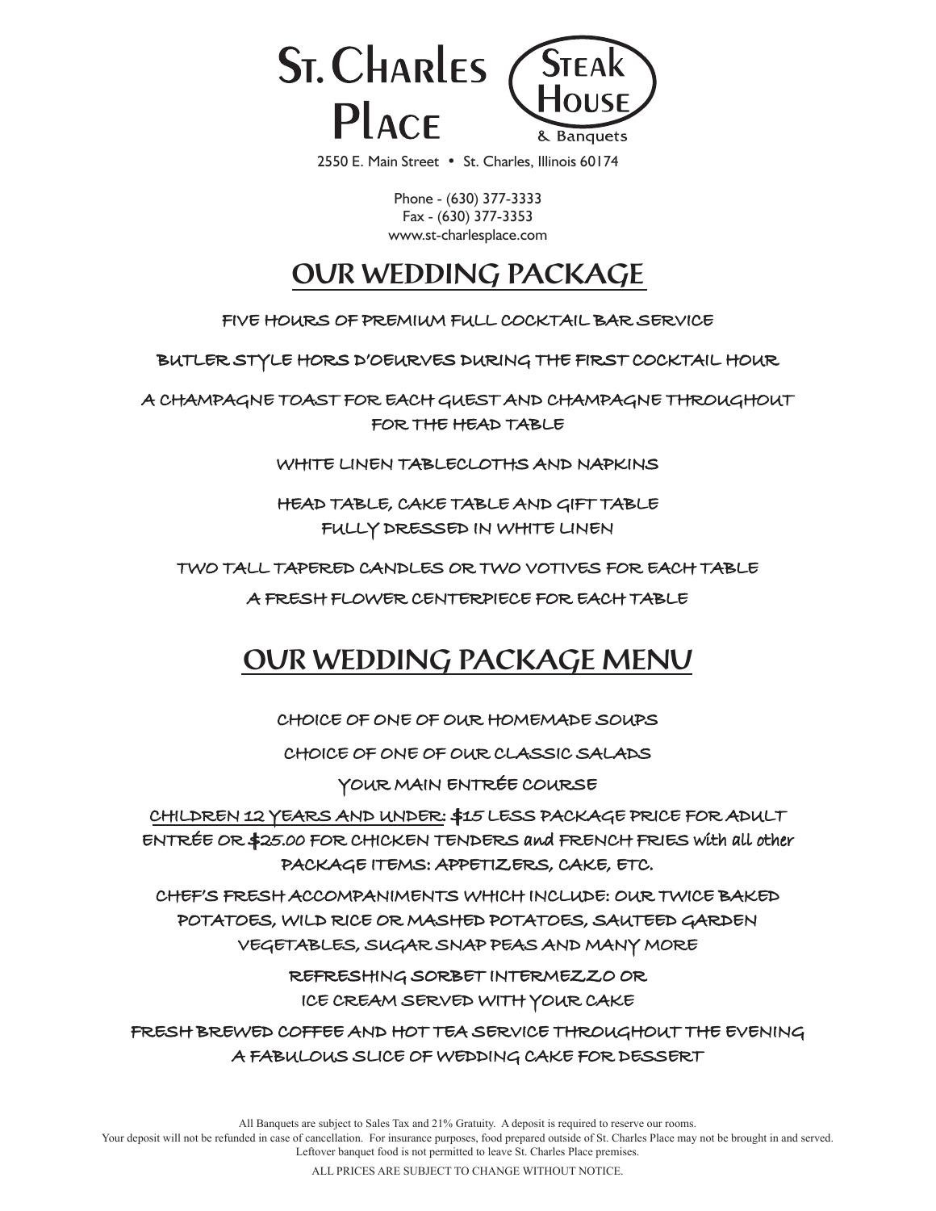# St. Charles Place Steak House & Banquets

2550 E. Main Street • St. Charles, Illinois 60174

Phone - (630) 377-3333
Fax - (630) 377-3353
www.st-charlesplace.com

## OUR WEDDING PACKAGE

FIVE HOURS OF PREMIUM FULL COCKTAIL BAR SERVICE

BUTLER STYLE HORS D'OEURVES DURING THE FIRST COCKTAIL HOUR

A CHAMPAGNE TOAST FOR EACH GUEST AND CHAMPAGNE THROUGHOUT FOR THE HEAD TABLE

WHITE LINEN TABLECLOTHS AND NAPKINS

HEAD TABLE, CAKE TABLE AND GIFT TABLE FULLY DRESSED IN WHITE LINEN

TWO TALL TAPERED CANDLES OR TWO VOTIVES FOR EACH TABLE

A FRESH FLOWER CENTERPIECE FOR EACH TABLE

## OUR WEDDING PACKAGE MENU

CHOICE OF ONE OF OUR HOMEMADE SOUPS

CHOICE OF ONE OF OUR CLASSIC SALADS

YOUR MAIN ENTRÉE COURSE

<u>CHILDREN 12 YEARS AND UNDER</u>: $15 LESS PACKAGE PRICE FOR ADULT ENTRÉE OR $25.00 FOR CHICKEN TENDERS and FRENCH FRIES with all other PACKAGE ITEMS: APPETIZERS, CAKE, ETC.

CHEF'S FRESH ACCOMPANIMENTS WHICH INCLUDE: OUR TWICE BAKED POTATOES, WILD RICE OR MASHED POTATOES, SAUTEED GARDEN VEGETABLES, SUGAR SNAP PEAS AND MANY MORE

REFRESHING SORBET INTERMEZZO OR ICE CREAM SERVED WITH YOUR CAKE

FRESH BREWED COFFEE AND HOT TEA SERVICE THROUGHOUT THE EVENING

A FABULOUS SLICE OF WEDDING CAKE FOR DESSERT

All Banquets are subject to Sales Tax and 21% Gratuity. A deposit is required to reserve our rooms.
Your deposit will not be refunded in case of cancellation. For insurance purposes, food prepared outside of St. Charles Place may not be brought in and served.
Leftover banquet food is not permitted to leave St. Charles Place premises.

ALL PRICES ARE SUBJECT TO CHANGE WITHOUT NOTICE.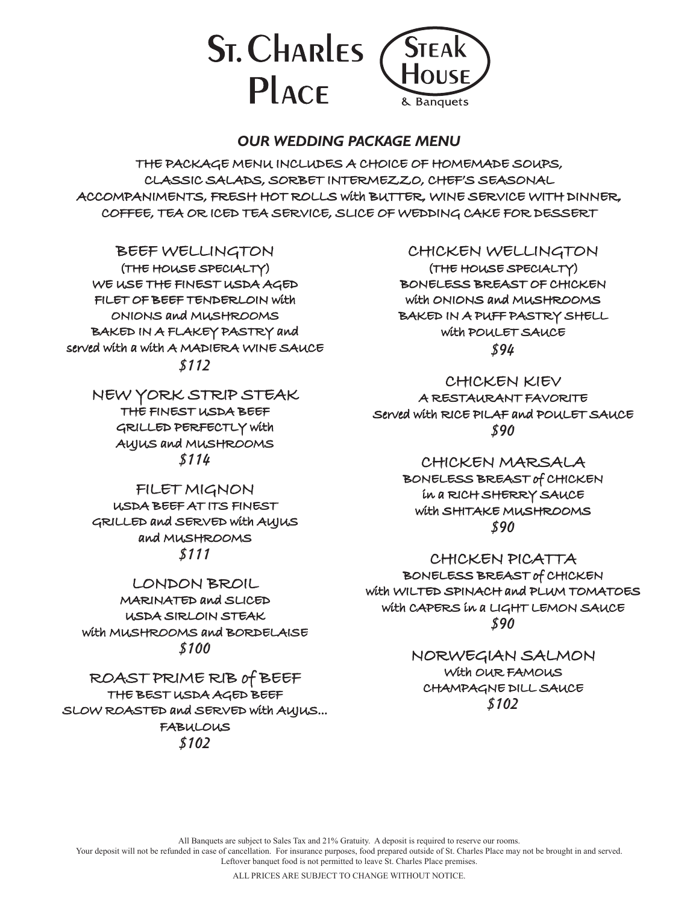# St. Charles Place

## Steak House & Banquets

### *OUR WEDDING PACKAGE MENU*

THE PACKAGE MENU INCLUDES A CHOICE OF HOMEMADE SOUPS, CLASSIC SALADS, SORBET INTERMEZZO, CHEF'S SEASONAL ACCOMPANIMENTS, FRESH HOT ROLLS with BUTTER, WINE SERVICE WITH DINNER, COFFEE, TEA OR ICED TEA SERVICE, SLICE OF WEDDING CAKE FOR DESSERT

**BEEF WELLINGTON**
(THE HOUSE SPECIALTY)
WE USE THE FINEST USDA AGED FILET OF BEEF TENDERLOIN with ONIONS and MUSHROOMS BAKED IN A FLAKEY PASTRY and served with a with A MADIERA WINE SAUCE
*$112*

**NEW YORK STRIP STEAK**
THE FINEST USDA BEEF GRILLED PERFECTLY with AUJUS and MUSHROOMS
*$114*

**FILET MIGNON**
USDA BEEF AT ITS FINEST GRILLED and SERVED with AUJUS and MUSHROOMS
*$111*

**LONDON BROIL**
MARINATED and SLICED USDA SIRLOIN STEAK with MUSHROOMS and BORDELAISE
*$100*

**ROAST PRIME RIB of BEEF**
THE BEST USDA AGED BEEF SLOW ROASTED and SERVED with AUJUS... FABULOUS
*$102*

**CHICKEN WELLINGTON**
(THE HOUSE SPECIALTY)
BONELESS BREAST OF CHICKEN with ONIONS and MUSHROOMS BAKED IN A PUFF PASTRY SHELL with POULET SAUCE
*$94*

**CHICKEN KIEV**
A RESTAURANT FAVORITE
Served with RICE PILAF and POULET SAUCE
*$90*

**CHICKEN MARSALA**
BONELESS BREAST of CHICKEN in a RICH SHERRY SAUCE with SHITAKE MUSHROOMS
*$90*

**CHICKEN PICATTA**
BONELESS BREAST of CHICKEN with WILTED SPINACH and PLUM TOMATOES with CAPERS in a LIGHT LEMON SAUCE
*$90*

**NORWEGIAN SALMON**
With OUR FAMOUS CHAMPAGNE DILL SAUCE
*$102*

All Banquets are subject to Sales Tax and 21% Gratuity. A deposit is required to reserve our rooms.
Your deposit will not be refunded in case of cancellation. For insurance purposes, food prepared outside of St. Charles Place may not be brought in and served.
Leftover banquet food is not permitted to leave St. Charles Place premises.

ALL PRICES ARE SUBJECT TO CHANGE WITHOUT NOTICE.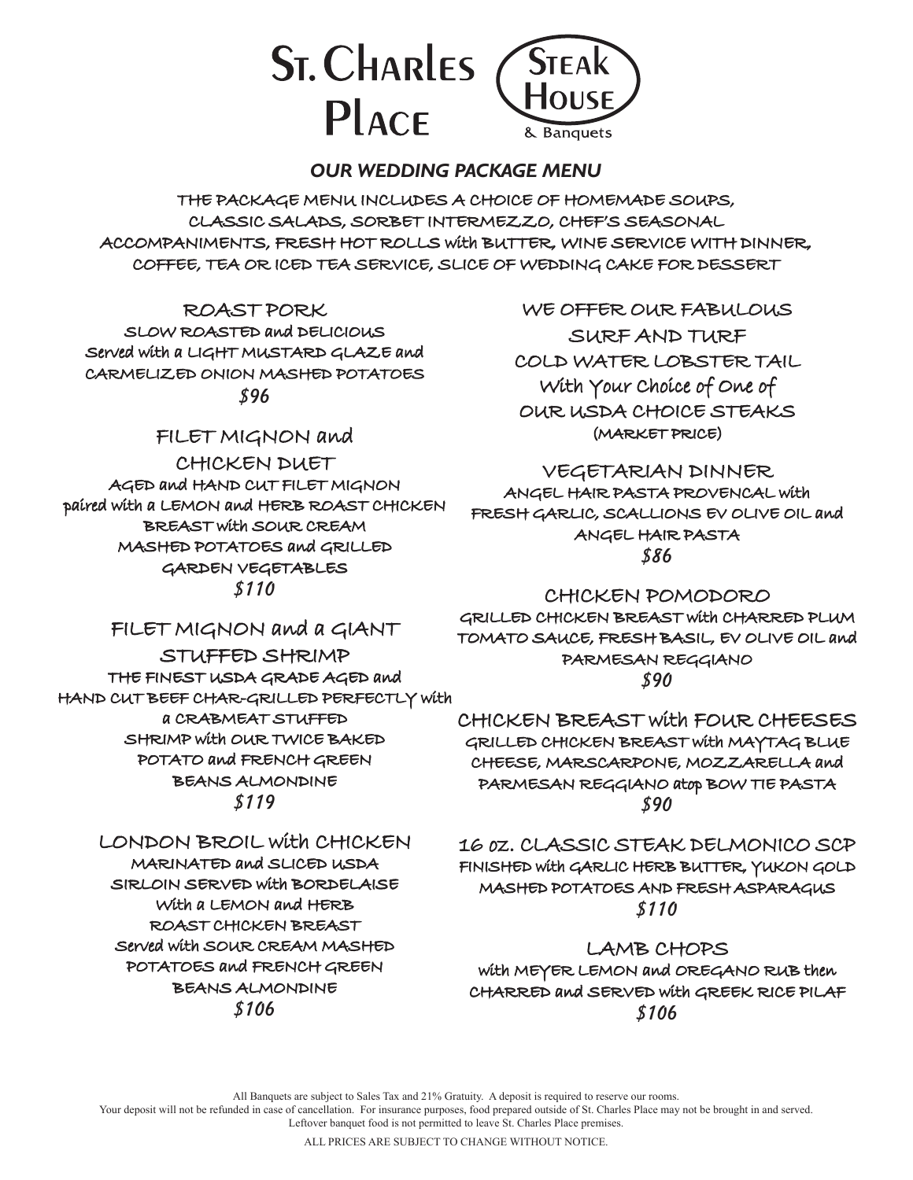# St. Charles Place

## Steak House & Banquets

### *OUR WEDDING PACKAGE MENU*

THE PACKAGE MENU INCLUDES A CHOICE OF HOMEMADE SOUPS, CLASSIC SALADS, SORBET INTERMEZZO, CHEF'S SEASONAL ACCOMPANIMENTS, FRESH HOT ROLLS with BUTTER, WINE SERVICE WITH DINNER, COFFEE, TEA OR ICED TEA SERVICE, SLICE OF WEDDING CAKE FOR DESSERT

#### ROAST PORK

SLOW ROASTED and DELICIOUS
Served with a LIGHT MUSTARD GLAZE and CARMELIZED ONION MASHED POTATOES

***$96***

#### FILET MIGNON and CHICKEN DUET

AGED and HAND CUT FILET MIGNON paired with a LEMON and HERB ROAST CHICKEN BREAST with SOUR CREAM MASHED POTATOES and GRILLED GARDEN VEGETABLES

***$110***

#### FILET MIGNON and a GIANT STUFFED SHRIMP

THE FINEST USDA GRADE AGED and HAND CUT BEEF CHAR-GRILLED PERFECTLY with a CRABMEAT STUFFED SHRIMP with OUR TWICE BAKED POTATO and FRENCH GREEN BEANS ALMONDINE

***$119***

#### LONDON BROIL with CHICKEN

MARINATED and SLICED USDA SIRLOIN SERVED with BORDELAISE With a LEMON and HERB ROAST CHICKEN BREAST Served with SOUR CREAM MASHED POTATOES and FRENCH GREEN BEANS ALMONDINE

***$106***

#### WE OFFER OUR FABULOUS SURF AND TURF

COLD WATER LOBSTER TAIL
With Your Choice of One of OUR USDA CHOICE STEAKS
(MARKET PRICE)

#### VEGETARIAN DINNER

ANGEL HAIR PASTA PROVENCAL with FRESH GARLIC, SCALLIONS EV OLIVE OIL and ANGEL HAIR PASTA

***$86***

#### CHICKEN POMODORO

GRILLED CHICKEN BREAST with CHARRED PLUM TOMATO SAUCE, FRESH BASIL, EV OLIVE OIL and PARMESAN REGGIANO

***$90***

#### CHICKEN BREAST with FOUR CHEESES

GRILLED CHICKEN BREAST with MAYTAG BLUE CHEESE, MARSCARPONE, MOZZARELLA and PARMESAN REGGIANO atop BOW TIE PASTA

***$90***

#### 16 oz. CLASSIC STEAK DELMONICO SCP

FINISHED with GARLIC HERB BUTTER, YUKON GOLD MASHED POTATOES AND FRESH ASPARAGUS

***$110***

#### LAMB CHOPS

with MEYER LEMON and OREGANO RUB then CHARRED and SERVED with GREEK RICE PILAF

***$106***

All Banquets are subject to Sales Tax and 21% Gratuity. A deposit is required to reserve our rooms.
Your deposit will not be refunded in case of cancellation. For insurance purposes, food prepared outside of St. Charles Place may not be brought in and served.
Leftover banquet food is not permitted to leave St. Charles Place premises.

ALL PRICES ARE SUBJECT TO CHANGE WITHOUT NOTICE.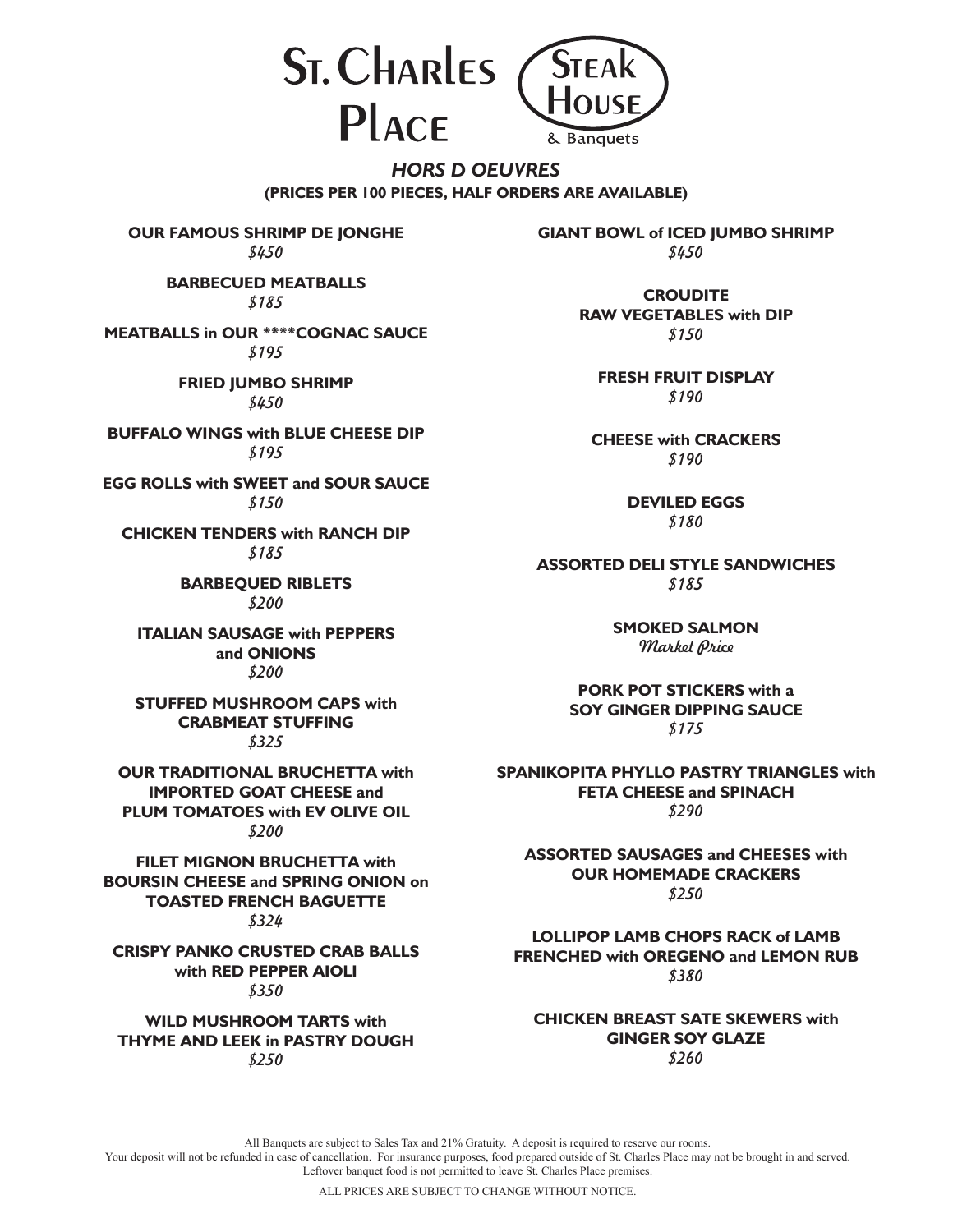# St. Charles Place Steak House & Banquets

## *HORS D OEUVRES*

**(PRICES PER 100 PIECES, HALF ORDERS ARE AVAILABLE)**

**OUR FAMOUS SHRIMP DE JONGHE**
*$450*

**BARBECUED MEATBALLS**
*$185*

**MEATBALLS in OUR ****COGNAC SAUCE**
*$195*

**FRIED JUMBO SHRIMP**
*$450*

**BUFFALO WINGS with BLUE CHEESE DIP**
*$195*

**EGG ROLLS with SWEET and SOUR SAUCE**
*$150*

**CHICKEN TENDERS with RANCH DIP**
*$185*

**BARBEQUED RIBLETS**
*$200*

**ITALIAN SAUSAGE with PEPPERS and ONIONS**
*$200*

**STUFFED MUSHROOM CAPS with CRABMEAT STUFFING**
*$325*

**OUR TRADITIONAL BRUCHETTA with IMPORTED GOAT CHEESE and PLUM TOMATOES with EV OLIVE OIL**
*$200*

**FILET MIGNON BRUCHETTA with BOURSIN CHEESE and SPRING ONION on TOASTED FRENCH BAGUETTE**
*$324*

**CRISPY PANKO CRUSTED CRAB BALLS with RED PEPPER AIOLI**
*$350*

**WILD MUSHROOM TARTS with THYME AND LEEK in PASTRY DOUGH**
*$250*

**GIANT BOWL of ICED JUMBO SHRIMP**
*$450*

**CROUDITE RAW VEGETABLES with DIP**
*$150*

**FRESH FRUIT DISPLAY**
*$190*

**CHEESE with CRACKERS**
*$190*

**DEVILED EGGS**
*$180*

**ASSORTED DELI STYLE SANDWICHES**
*$185*

**SMOKED SALMON**
*Market Price*

**PORK POT STICKERS with a SOY GINGER DIPPING SAUCE**
*$175*

**SPANIKOPITA PHYLLO PASTRY TRIANGLES with FETA CHEESE and SPINACH**
*$290*

**ASSORTED SAUSAGES and CHEESES with OUR HOMEMADE CRACKERS**
*$250*

**LOLLIPOP LAMB CHOPS RACK of LAMB FRENCHED with OREGENO and LEMON RUB**
*$380*

**CHICKEN BREAST SATE SKEWERS with GINGER SOY GLAZE**
*$260*

All Banquets are subject to Sales Tax and 21% Gratuity. A deposit is required to reserve our rooms.
Your deposit will not be refunded in case of cancellation. For insurance purposes, food prepared outside of St. Charles Place may not be brought in and served.
Leftover banquet food is not permitted to leave St. Charles Place premises.

ALL PRICES ARE SUBJECT TO CHANGE WITHOUT NOTICE.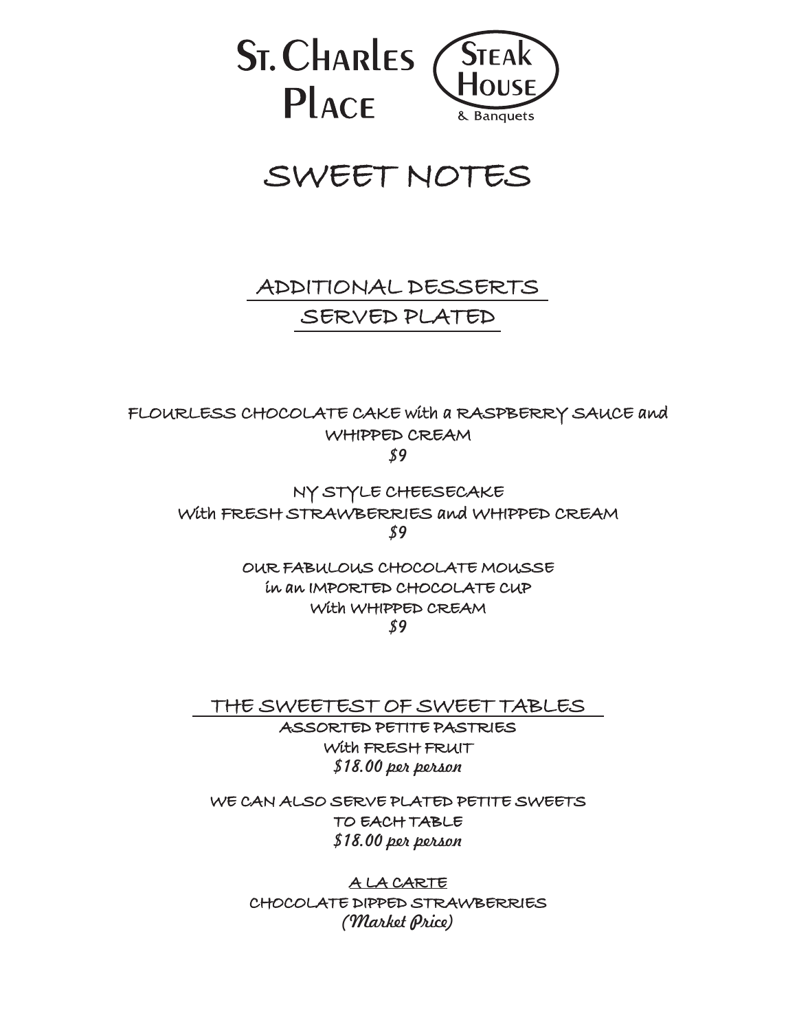# St. Charles Place Steak House & Banquets

# SWEET NOTES

## ADDITIONAL DESSERTS SERVED PLATED

FLOURLESS CHOCOLATE CAKE with a RASPBERRY SAUCE and WHIPPED CREAM
*$9*

NY STYLE CHEESECAKE
With FRESH STRAWBERRIES and WHIPPED CREAM
*$9*

OUR FABULOUS CHOCOLATE MOUSSE
in an IMPORTED CHOCOLATE CUP
With WHIPPED CREAM
*$9*

## THE SWEETEST OF SWEET TABLES

ASSORTED PETITE PASTRIES
With FRESH FRUIT
*$18.00 per person*

WE CAN ALSO SERVE PLATED PETITE SWEETS
TO EACH TABLE
*$18.00 per person*

A LA CARTE
CHOCOLATE DIPPED STRAWBERRIES
*(Market Price)*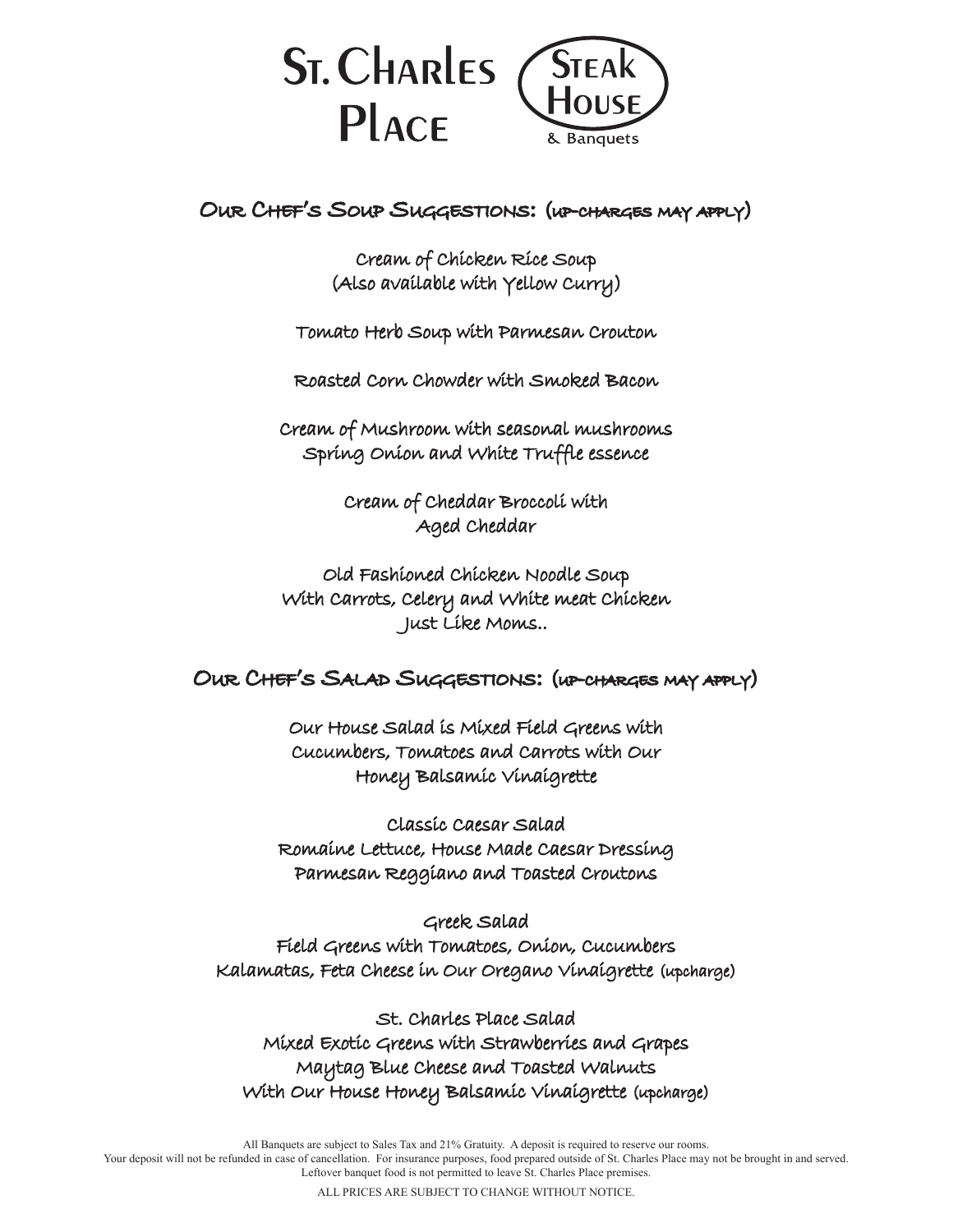# St. Charles Place

**Steak House & Banquets**

## Our Chef's Soup Suggestions: (up-charges may apply)

Cream of Chicken Rice Soup
(Also available with Yellow Curry)

Tomato Herb Soup with Parmesan Crouton

Roasted Corn Chowder with Smoked Bacon

Cream of Mushroom with seasonal mushrooms
Spring Onion and White Truffle essence

Cream of Cheddar Broccoli with
Aged Cheddar

Old Fashioned Chicken Noodle Soup
With Carrots, Celery and White meat Chicken
Just Like Moms..

## Our Chef's Salad Suggestions: (up-charges may apply)

Our House Salad is Mixed Field Greens with
Cucumbers, Tomatoes and Carrots with Our
Honey Balsamic Vinaigrette

Classic Caesar Salad
Romaine Lettuce, House Made Caesar Dressing
Parmesan Reggiano and Toasted Croutons

Greek Salad
Field Greens with Tomatoes, Onion, Cucumbers
Kalamatas, Feta Cheese in Our Oregano Vinaigrette (upcharge)

St. Charles Place Salad
Mixed Exotic Greens with Strawberries and Grapes
Maytag Blue Cheese and Toasted Walnuts
With Our House Honey Balsamic Vinaigrette (upcharge)

All Banquets are subject to Sales Tax and 21% Gratuity. A deposit is required to reserve our rooms.
Your deposit will not be refunded in case of cancellation. For insurance purposes, food prepared outside of St. Charles Place may not be brought in and served.
Leftover banquet food is not permitted to leave St. Charles Place premises.

ALL PRICES ARE SUBJECT TO CHANGE WITHOUT NOTICE.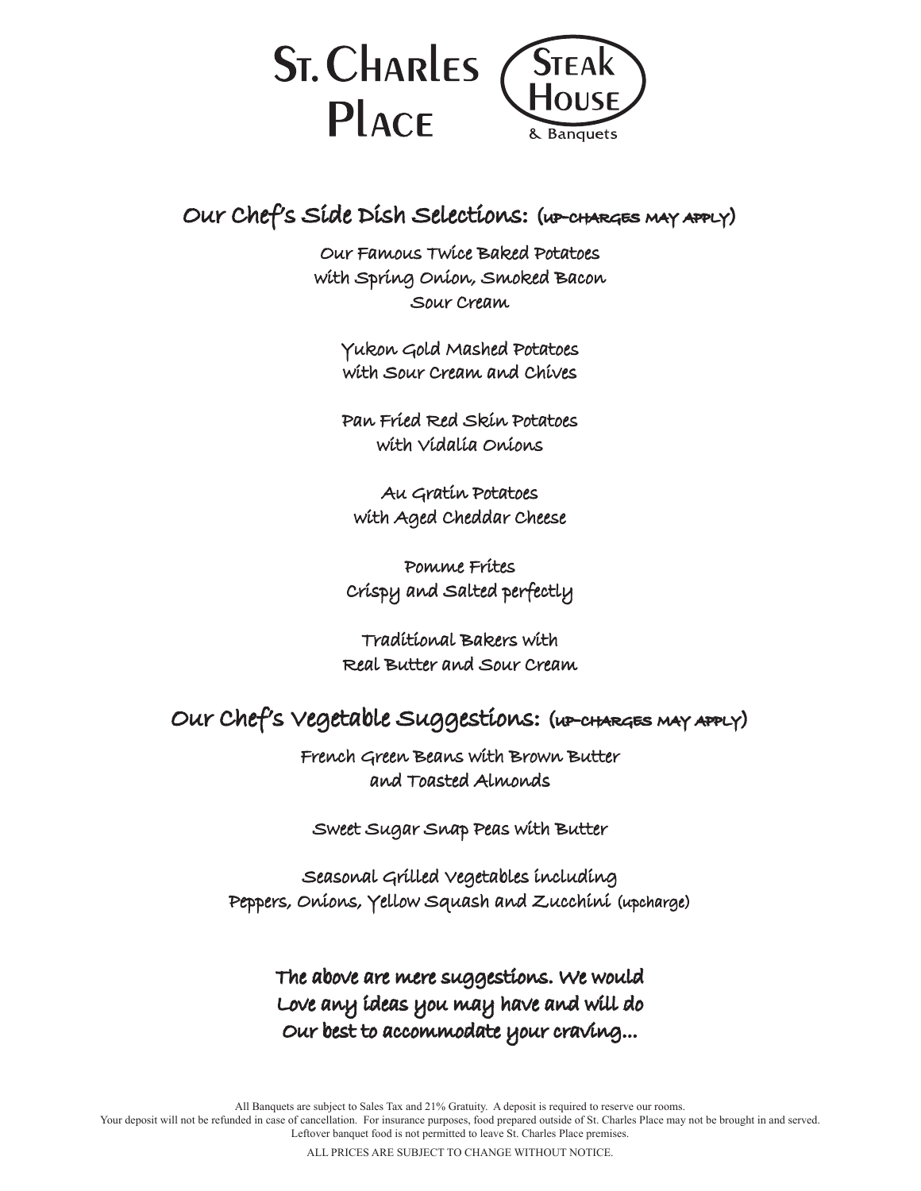# St. Charles Place Steak House & Banquets

## Our Chef's Side Dish Selections: (up-charges may apply)

Our Famous Twice Baked Potatoes
with Spring Onion, Smoked Bacon
Sour Cream

Yukon Gold Mashed Potatoes
with Sour Cream and Chives

Pan Fried Red Skin Potatoes
with Vidalia Onions

Au Gratin Potatoes
with Aged Cheddar Cheese

Pomme Frites
Crispy and Salted perfectly

Traditional Bakers with
Real Butter and Sour Cream

## Our Chef's Vegetable Suggestions: (up-charges may apply)

French Green Beans with Brown Butter
and Toasted Almonds

Sweet Sugar Snap Peas with Butter

Seasonal Grilled Vegetables including
Peppers, Onions, Yellow Squash and Zucchini (upcharge)

**The above are mere suggestions. We would
Love any ideas you may have and will do
Our best to accommodate your craving...**

All Banquets are subject to Sales Tax and 21% Gratuity. A deposit is required to reserve our rooms.
Your deposit will not be refunded in case of cancellation. For insurance purposes, food prepared outside of St. Charles Place may not be brought in and served.
Leftover banquet food is not permitted to leave St. Charles Place premises.

ALL PRICES ARE SUBJECT TO CHANGE WITHOUT NOTICE.